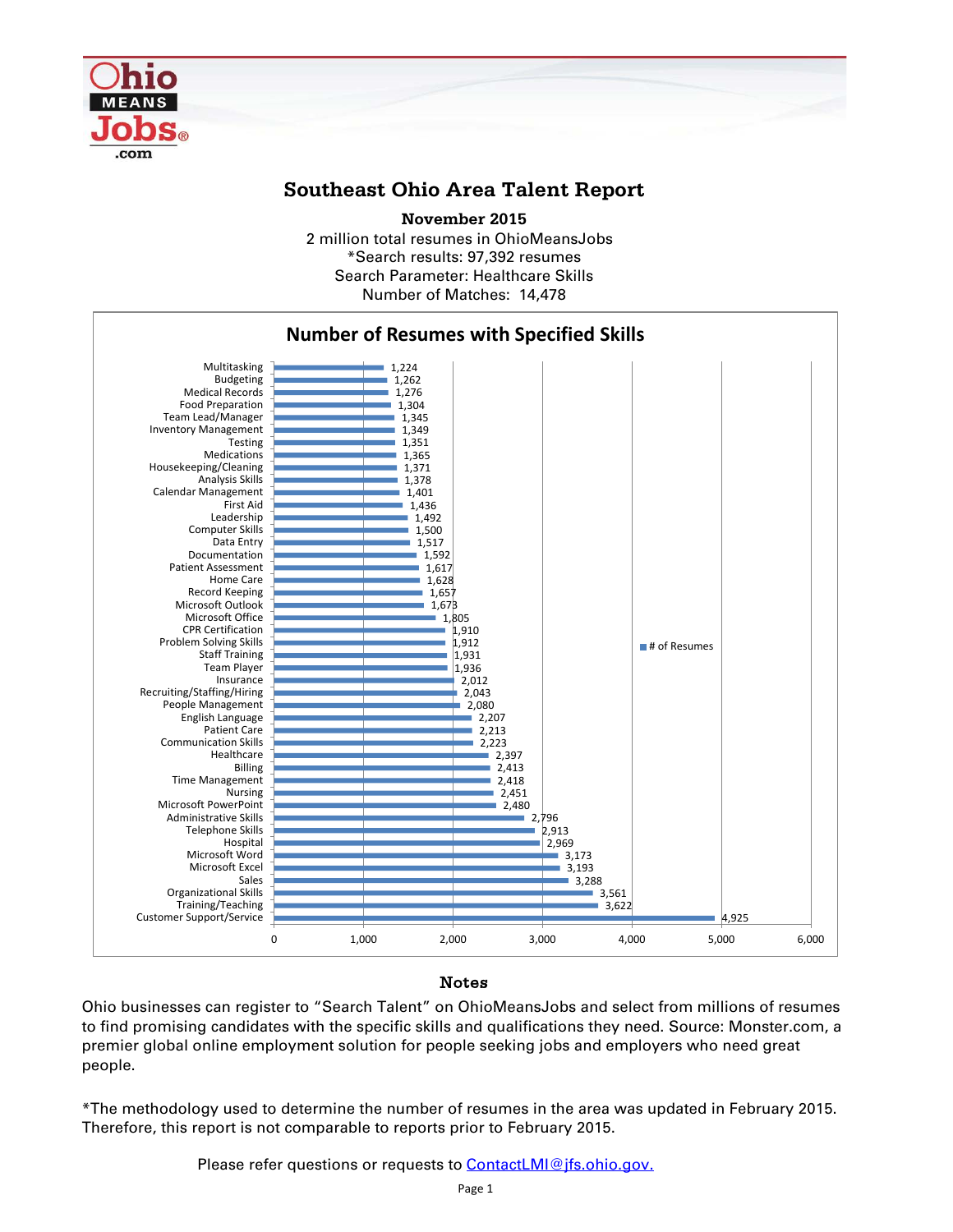# Southeast Ohio Area Talent Report

**November 2015**

2 million total resumes in OhioMeansJobs
*Search results: 97,392 resumes
Search Parameter: Healthcare Skills
Number of Matches: 14,478

## Number of Resumes with Specified Skills

| Skill | # of Resumes |
|---|---|
| Multitasking | 1,224 |
| Budgeting | 1,262 |
| Medical Records | 1,276 |
| Food Preparation | 1,304 |
| Team Lead/Manager | 1,345 |
| Inventory Management | 1,349 |
| Testing | 1,351 |
| Medications | 1,365 |
| Housekeeping/Cleaning | 1,371 |
| Analysis Skills | 1,378 |
| Calendar Management | 1,401 |
| First Aid | 1,436 |
| Leadership | 1,492 |
| Computer Skills | 1,500 |
| Data Entry | 1,517 |
| Documentation | 1,592 |
| Patient Assessment | 1,617 |
| Home Care | 1,628 |
| Record Keeping | 1,657 |
| Microsoft Outlook | 1,673 |
| Microsoft Office | 1,805 |
| CPR Certification | 1,910 |
| Problem Solving Skills | 1,912 |
| Staff Training | 1,931 |
| Team Player | 1,936 |
| Insurance | 2,012 |
| Recruiting/Staffing/Hiring | 2,043 |
| People Management | 2,080 |
| English Language | 2,207 |
| Patient Care | 2,213 |
| Communication Skills | 2,223 |
| Healthcare | 2,397 |
| Billing | 2,413 |
| Time Management | 2,418 |
| Nursing | 2,451 |
| Microsoft PowerPoint | 2,480 |
| Administrative Skills | 2,796 |
| Telephone Skills | 2,913 |
| Hospital | 2,969 |
| Microsoft Word | 3,173 |
| Microsoft Excel | 3,193 |
| Sales | 3,288 |
| Organizational Skills | 3,561 |
| Training/Teaching | 3,622 |
| Customer Support/Service | 4,925 |

## Notes

Ohio businesses can register to "Search Talent" on OhioMeansJobs and select from millions of resumes to find promising candidates with the specific skills and qualifications they need. Source: Monster.com, a premier global online employment solution for people seeking jobs and employers who need great people.

*The methodology used to determine the number of resumes in the area was updated in February 2015. Therefore, this report is not comparable to reports prior to February 2015.

Please refer questions or requests to ContactLMI@jfs.ohio.gov.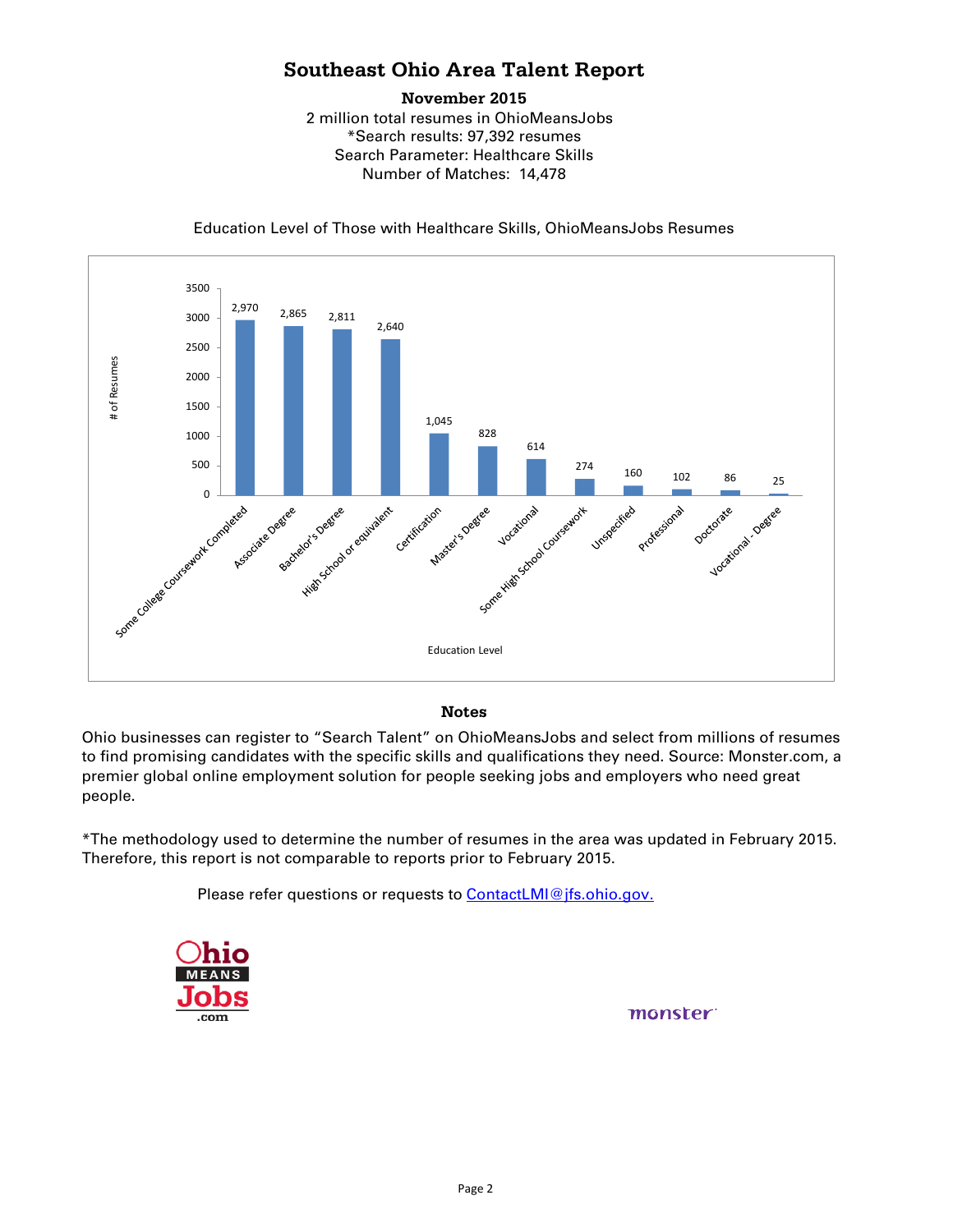# Southeast Ohio Area Talent Report

**November 2015**

2 million total resumes in OhioMeansJobs
*Search results: 97,392 resumes
Search Parameter: Healthcare Skills
Number of Matches: 14,478

Education Level of Those with Healthcare Skills, OhioMeansJobs Resumes

# of Resumes

3500
3000
2500
2000
1500
1000
500
0

2,970
2,865
2,811
2,640
1,045
828
614
274
160
102
86
25

Some College Coursework Completed
Associate Degree
Bachelor's Degree
High School or equivalent
Certification
Master's Degree
Vocational
Some High School Coursework
Unspecified
Professional
Doctorate
Vocational - Degree

Education Level

## Notes

Ohio businesses can register to "Search Talent" on OhioMeansJobs and select from millions of resumes to find promising candidates with the specific skills and qualifications they need. Source: Monster.com, a premier global online employment solution for people seeking jobs and employers who need great people.

*The methodology used to determine the number of resumes in the area was updated in February 2015. Therefore, this report is not comparable to reports prior to February 2015.

Please refer questions or requests to ContactLMI@jfs.ohio.gov.

Ohio MEANS Jobs .com

monster